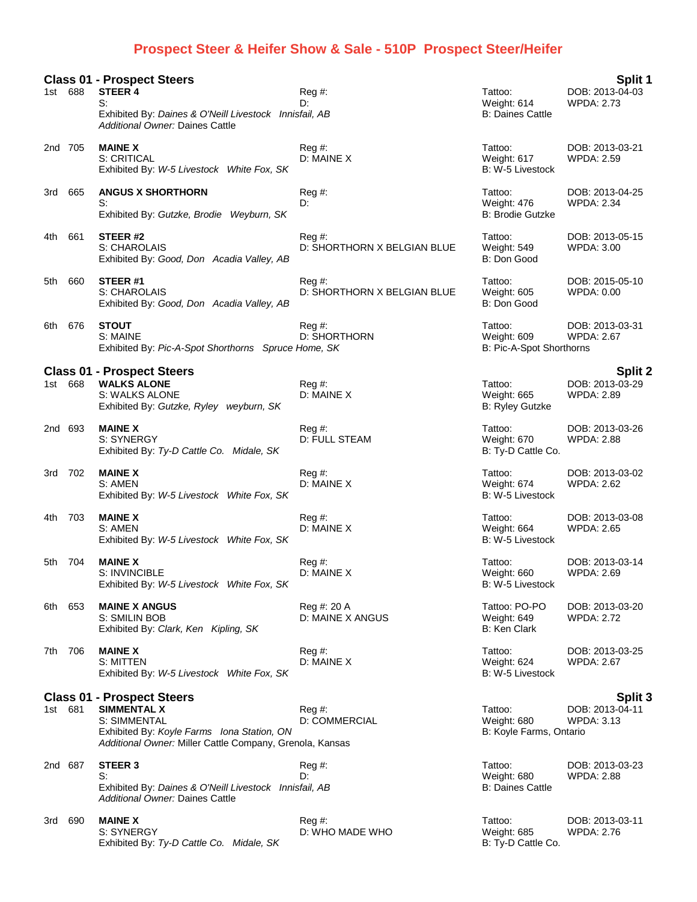# Prospect Steer & Heifer Show & Sale - 510P Prospect Steer/Heifer

## Class 01 - Prospect Steers — Split 1

1st 688 **STEER 4**
S:
Reg #:
D:
Tattoo:
Weight: 614
DOB: 2013-04-03
WPDA: 2.73
Exhibited By: *Daines & O'Neill Livestock Innisfail, AB*
B: Daines Cattle
*Additional Owner:* Daines Cattle

2nd 705 **MAINE X**
S: CRITICAL
Reg #:
D: MAINE X
Tattoo:
Weight: 617
DOB: 2013-03-21
WPDA: 2.59
Exhibited By: *W-5 Livestock White Fox, SK*
B: W-5 Livestock

3rd 665 **ANGUS X SHORTHORN**
S:
Reg #:
D:
Tattoo:
Weight: 476
DOB: 2013-04-25
WPDA: 2.34
Exhibited By: *Gutzke, Brodie Weyburn, SK*
B: Brodie Gutzke

4th 661 **STEER #2**
S: CHAROLAIS
Reg #:
D: SHORTHORN X BELGIAN BLUE
Tattoo:
Weight: 549
DOB: 2013-05-15
WPDA: 3.00
Exhibited By: *Good, Don Acadia Valley, AB*
B: Don Good

5th 660 **STEER #1**
S: CHAROLAIS
Reg #:
D: SHORTHORN X BELGIAN BLUE
Tattoo:
Weight: 605
DOB: 2015-05-10
WPDA: 0.00
Exhibited By: *Good, Don Acadia Valley, AB*
B: Don Good

6th 676 **STOUT**
S: MAINE
Reg #:
D: SHORTHORN
Tattoo:
Weight: 609
DOB: 2013-03-31
WPDA: 2.67
Exhibited By: *Pic-A-Spot Shorthorns Spruce Home, SK*
B: Pic-A-Spot Shorthorns

## Class 01 - Prospect Steers — Split 2

1st 668 **WALKS ALONE**
S: WALKS ALONE
Reg #:
D: MAINE X
Tattoo:
Weight: 665
DOB: 2013-03-29
WPDA: 2.89
Exhibited By: *Gutzke, Ryley weyburn, SK*
B: Ryley Gutzke

2nd 693 **MAINE X**
S: SYNERGY
Reg #:
D: FULL STEAM
Tattoo:
Weight: 670
DOB: 2013-03-26
WPDA: 2.88
Exhibited By: *Ty-D Cattle Co. Midale, SK*
B: Ty-D Cattle Co.

3rd 702 **MAINE X**
S: AMEN
Reg #:
D: MAINE X
Tattoo:
Weight: 674
DOB: 2013-03-02
WPDA: 2.62
Exhibited By: *W-5 Livestock White Fox, SK*
B: W-5 Livestock

4th 703 **MAINE X**
S: AMEN
Reg #:
D: MAINE X
Tattoo:
Weight: 664
DOB: 2013-03-08
WPDA: 2.65
Exhibited By: *W-5 Livestock White Fox, SK*
B: W-5 Livestock

5th 704 **MAINE X**
S: INVINCIBLE
Reg #:
D: MAINE X
Tattoo:
Weight: 660
DOB: 2013-03-14
WPDA: 2.69
Exhibited By: *W-5 Livestock White Fox, SK*
B: W-5 Livestock

6th 653 **MAINE X ANGUS**
S: SMILIN BOB
Reg #: 20 A
D: MAINE X ANGUS
Tattoo: PO-PO
Weight: 649
DOB: 2013-03-20
WPDA: 2.72
Exhibited By: *Clark, Ken Kipling, SK*
B: Ken Clark

7th 706 **MAINE X**
S: MITTEN
Reg #:
D: MAINE X
Tattoo:
Weight: 624
DOB: 2013-03-25
WPDA: 2.67
Exhibited By: *W-5 Livestock White Fox, SK*
B: W-5 Livestock

## Class 01 - Prospect Steers — Split 3

1st 681 **SIMMENTAL X**
S: SIMMENTAL
Reg #:
D: COMMERCIAL
Tattoo:
Weight: 680
DOB: 2013-04-11
WPDA: 3.13
Exhibited By: *Koyle Farms Iona Station, ON*
B: Koyle Farms, Ontario
*Additional Owner:* Miller Cattle Company, Grenola, Kansas

2nd 687 **STEER 3**
S:
Reg #:
D:
Tattoo:
Weight: 680
DOB: 2013-03-23
WPDA: 2.88
Exhibited By: *Daines & O'Neill Livestock Innisfail, AB*
B: Daines Cattle
*Additional Owner:* Daines Cattle

3rd 690 **MAINE X**
S: SYNERGY
Reg #:
D: WHO MADE WHO
Tattoo:
Weight: 685
DOB: 2013-03-11
WPDA: 2.76
Exhibited By: *Ty-D Cattle Co. Midale, SK*
B: Ty-D Cattle Co.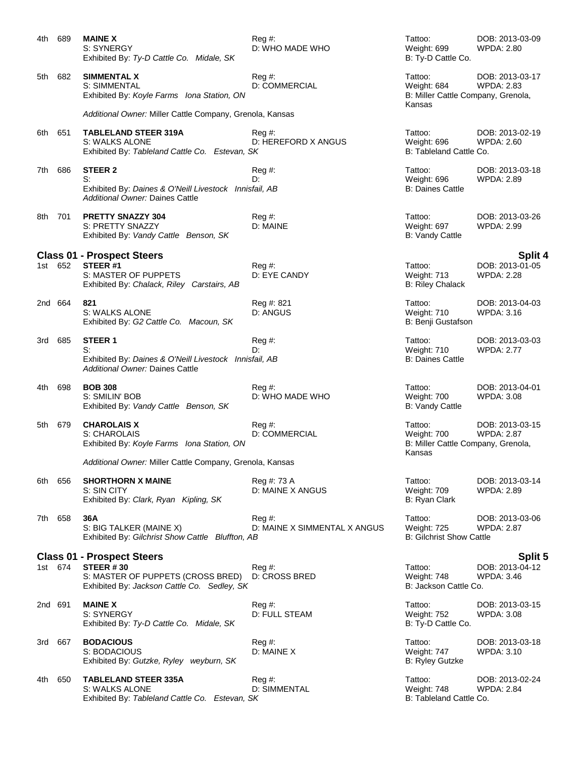| Place | No. | Name | Reg #: | Tattoo | DOB |
|---|---|---|---|---|---|
| 4th | 689 | **MAINE X**<br>S: SYNERGY<br>Exhibited By: *Ty-D Cattle Co. Midale, SK* | Reg #:<br>D: WHO MADE WHO | Tattoo:<br>Weight: 699<br>B: Ty-D Cattle Co. | DOB: 2013-03-09<br>WPDA: 2.80 |
| 5th | 682 | **SIMMENTAL X**<br>S: SIMMENTAL<br>Exhibited By: *Koyle Farms Iona Station, ON*<br>*Additional Owner:* Miller Cattle Company, Grenola, Kansas | Reg #:<br>D: COMMERCIAL | Tattoo:<br>Weight: 684<br>B: Miller Cattle Company, Grenola, Kansas | DOB: 2013-03-17<br>WPDA: 2.83 |
| 6th | 651 | **TABLELAND STEER 319A**<br>S: WALKS ALONE<br>Exhibited By: *Tableland Cattle Co. Estevan, SK* | Reg #:<br>D: HEREFORD X ANGUS | Tattoo:<br>Weight: 696<br>B: Tableland Cattle Co. | DOB: 2013-02-19<br>WPDA: 2.60 |
| 7th | 686 | **STEER 2**<br>S:<br>Exhibited By: *Daines & O'Neill Livestock Innisfail, AB*<br>*Additional Owner:* Daines Cattle | Reg #:<br>D: | Tattoo:<br>Weight: 696<br>B: Daines Cattle | DOB: 2013-03-18<br>WPDA: 2.89 |
| 8th | 701 | **PRETTY SNAZZY 304**<br>S: PRETTY SNAZZY<br>Exhibited By: *Vandy Cattle Benson, SK* | Reg #:<br>D: MAINE | Tattoo:<br>Weight: 697<br>B: Vandy Cattle | DOB: 2013-03-26<br>WPDA: 2.99 |

## Class 01 - Prospect Steers — Split 4

| Place | No. | Name | Reg #: | Tattoo | DOB |
|---|---|---|---|---|---|
| 1st | 652 | **STEER #1**<br>S: MASTER OF PUPPETS<br>Exhibited By: *Chalack, Riley Carstairs, AB* | Reg #:<br>D: EYE CANDY | Tattoo:<br>Weight: 713<br>B: Riley Chalack | DOB: 2013-01-05<br>WPDA: 2.28 |
| 2nd | 664 | **821**<br>S: WALKS ALONE<br>Exhibited By: *G2 Cattle Co. Macoun, SK* | Reg #: 821<br>D: ANGUS | Tattoo:<br>Weight: 710<br>B: Benji Gustafson | DOB: 2013-04-03<br>WPDA: 3.16 |
| 3rd | 685 | **STEER 1**<br>S:<br>Exhibited By: *Daines & O'Neill Livestock Innisfail, AB*<br>*Additional Owner:* Daines Cattle | Reg #:<br>D: | Tattoo:<br>Weight: 710<br>B: Daines Cattle | DOB: 2013-03-03<br>WPDA: 2.77 |
| 4th | 698 | **BOB 308**<br>S: SMILIN' BOB<br>Exhibited By: *Vandy Cattle Benson, SK* | Reg #:<br>D: WHO MADE WHO | Tattoo:<br>Weight: 700<br>B: Vandy Cattle | DOB: 2013-04-01<br>WPDA: 3.08 |
| 5th | 679 | **CHAROLAIS X**<br>S: CHAROLAIS<br>Exhibited By: *Koyle Farms Iona Station, ON*<br>*Additional Owner:* Miller Cattle Company, Grenola, Kansas | Reg #:<br>D: COMMERCIAL | Tattoo:<br>Weight: 700<br>B: Miller Cattle Company, Grenola, Kansas | DOB: 2013-03-15<br>WPDA: 2.87 |
| 6th | 656 | **SHORTHORN X MAINE**<br>S: SIN CITY<br>Exhibited By: *Clark, Ryan Kipling, SK* | Reg #: 73 A<br>D: MAINE X ANGUS | Tattoo:<br>Weight: 709<br>B: Ryan Clark | DOB: 2013-03-14<br>WPDA: 2.89 |
| 7th | 658 | **36A**<br>S: BIG TALKER (MAINE X)<br>Exhibited By: *Gilchrist Show Cattle Bluffton, AB* | Reg #:<br>D: MAINE X SIMMENTAL X ANGUS | Tattoo:<br>Weight: 725<br>B: Gilchrist Show Cattle | DOB: 2013-03-06<br>WPDA: 2.87 |

## Class 01 - Prospect Steers — Split 5

| Place | No. | Name | Reg #: | Tattoo | DOB |
|---|---|---|---|---|---|
| 1st | 674 | **STEER # 30**<br>S: MASTER OF PUPPETS (CROSS BRED)<br>Exhibited By: *Jackson Cattle Co. Sedley, SK* | Reg #:<br>D: CROSS BRED | Tattoo:<br>Weight: 748<br>B: Jackson Cattle Co. | DOB: 2013-04-12<br>WPDA: 3.46 |
| 2nd | 691 | **MAINE X**<br>S: SYNERGY<br>Exhibited By: *Ty-D Cattle Co. Midale, SK* | Reg #:<br>D: FULL STEAM | Tattoo:<br>Weight: 752<br>B: Ty-D Cattle Co. | DOB: 2013-03-15<br>WPDA: 3.08 |
| 3rd | 667 | **BODACIOUS**<br>S: BODACIOUS<br>Exhibited By: *Gutzke, Ryley weyburn, SK* | Reg #:<br>D: MAINE X | Tattoo:<br>Weight: 747<br>B: Ryley Gutzke | DOB: 2013-03-18<br>WPDA: 3.10 |
| 4th | 650 | **TABLELAND STEER 335A**<br>S: WALKS ALONE<br>Exhibited By: *Tableland Cattle Co. Estevan, SK* | Reg #:<br>D: SIMMENTAL | Tattoo:<br>Weight: 748<br>B: Tableland Cattle Co. | DOB: 2013-02-24<br>WPDA: 2.84 |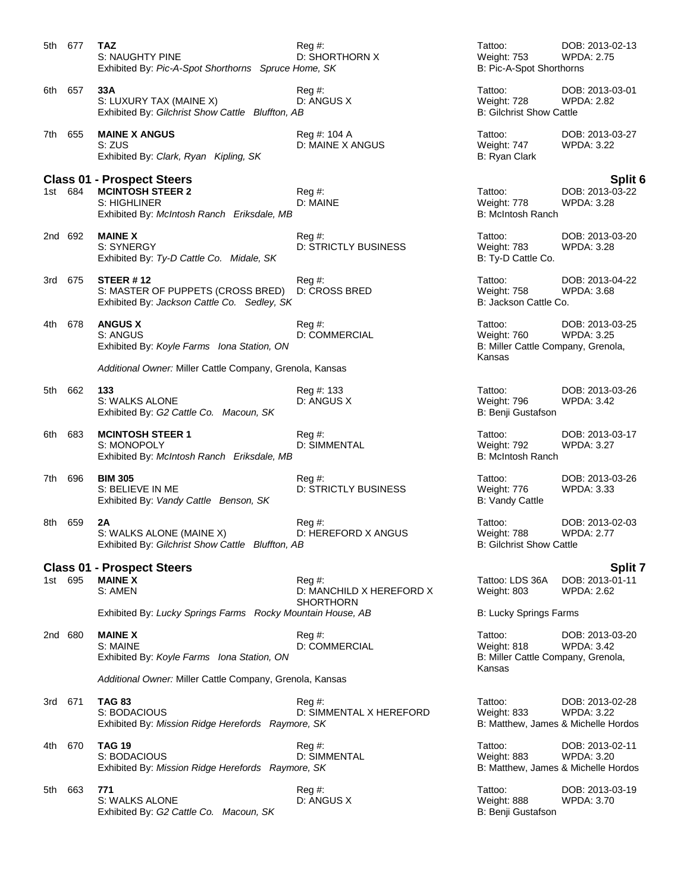5th 677 **TAZ** Reg #: Tattoo: DOB: 2013-02-13
S: NAUGHTY PINE D: SHORTHORN X Weight: 753 WPDA: 2.75
Exhibited By: *Pic-A-Spot Shorthorns Spruce Home, SK* B: Pic-A-Spot Shorthorns

6th 657 **33A** Reg #: Tattoo: DOB: 2013-03-01
S: LUXURY TAX (MAINE X) D: ANGUS X Weight: 728 WPDA: 2.82
Exhibited By: *Gilchrist Show Cattle Bluffton, AB* B: Gilchrist Show Cattle

7th 655 **MAINE X ANGUS** Reg #: 104 A Tattoo: DOB: 2013-03-27
S: ZUS D: MAINE X ANGUS Weight: 747 WPDA: 3.22
Exhibited By: *Clark, Ryan Kipling, SK* B: Ryan Clark

## Class 01 - Prospect Steers — Split 6

1st 684 **MCINTOSH STEER 2** Reg #: Tattoo: DOB: 2013-03-22
S: HIGHLINER D: MAINE Weight: 778 WPDA: 3.28
Exhibited By: *McIntosh Ranch Eriksdale, MB* B: McIntosh Ranch

2nd 692 **MAINE X** Reg #: Tattoo: DOB: 2013-03-20
S: SYNERGY D: STRICTLY BUSINESS Weight: 783 WPDA: 3.28
Exhibited By: *Ty-D Cattle Co. Midale, SK* B: Ty-D Cattle Co.

3rd 675 **STEER # 12** Reg #: Tattoo: DOB: 2013-04-22
S: MASTER OF PUPPETS (CROSS BRED) D: CROSS BRED Weight: 758 WPDA: 3.68
Exhibited By: *Jackson Cattle Co. Sedley, SK* B: Jackson Cattle Co.

4th 678 **ANGUS X** Reg #: Tattoo: DOB: 2013-03-25
S: ANGUS D: COMMERCIAL Weight: 760 WPDA: 3.25
Exhibited By: *Koyle Farms Iona Station, ON* B: Miller Cattle Company, Grenola, Kansas

*Additional Owner:* Miller Cattle Company, Grenola, Kansas

5th 662 **133** Reg #: 133 Tattoo: DOB: 2013-03-26
S: WALKS ALONE D: ANGUS X Weight: 796 WPDA: 3.42
Exhibited By: *G2 Cattle Co. Macoun, SK* B: Benji Gustafson

6th 683 **MCINTOSH STEER 1** Reg #: Tattoo: DOB: 2013-03-17
S: MONOPOLY D: SIMMENTAL Weight: 792 WPDA: 3.27
Exhibited By: *McIntosh Ranch Eriksdale, MB* B: McIntosh Ranch

7th 696 **BIM 305** Reg #: Tattoo: DOB: 2013-03-26
S: BELIEVE IN ME D: STRICTLY BUSINESS Weight: 776 WPDA: 3.33
Exhibited By: *Vandy Cattle Benson, SK* B: Vandy Cattle

8th 659 **2A** Reg #: Tattoo: DOB: 2013-02-03
S: WALKS ALONE (MAINE X) D: HEREFORD X ANGUS Weight: 788 WPDA: 2.77
Exhibited By: *Gilchrist Show Cattle Bluffton, AB* B: Gilchrist Show Cattle

## Class 01 - Prospect Steers — Split 7

1st 695 **MAINE X** Reg #: Tattoo: LDS 36A DOB: 2013-01-11
S: AMEN D: MANCHILD X HEREFORD X SHORTHORN Weight: 803 WPDA: 2.62
Exhibited By: *Lucky Springs Farms Rocky Mountain House, AB* B: Lucky Springs Farms

2nd 680 **MAINE X** Reg #: Tattoo: DOB: 2013-03-20
S: MAINE D: COMMERCIAL Weight: 818 WPDA: 3.42
Exhibited By: *Koyle Farms Iona Station, ON* B: Miller Cattle Company, Grenola, Kansas

*Additional Owner:* Miller Cattle Company, Grenola, Kansas

3rd 671 **TAG 83** Reg #: Tattoo: DOB: 2013-02-28
S: BODACIOUS D: SIMMENTAL X HEREFORD Weight: 833 WPDA: 3.22
Exhibited By: *Mission Ridge Herefords Raymore, SK* B: Matthew, James & Michelle Hordos

4th 670 **TAG 19** Reg #: Tattoo: DOB: 2013-02-11
S: BODACIOUS D: SIMMENTAL Weight: 883 WPDA: 3.20
Exhibited By: *Mission Ridge Herefords Raymore, SK* B: Matthew, James & Michelle Hordos

5th 663 **771** Reg #: Tattoo: DOB: 2013-03-19
S: WALKS ALONE D: ANGUS X Weight: 888 WPDA: 3.70
Exhibited By: *G2 Cattle Co. Macoun, SK* B: Benji Gustafson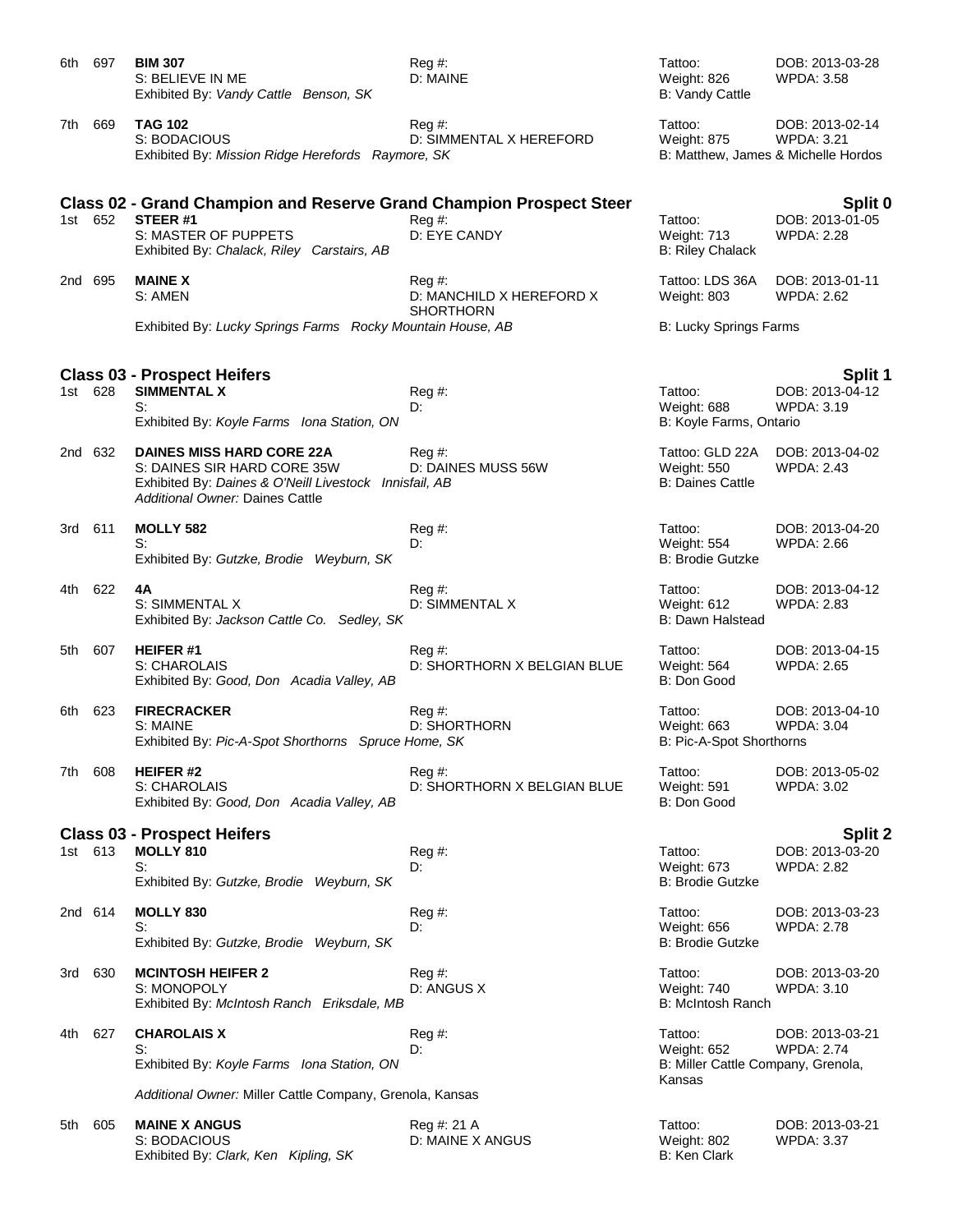6th 697 **BIM 307** Reg #: Tattoo: DOB: 2013-03-28
S: BELIEVE IN ME D: MAINE Weight: 826 WPDA: 3.58
Exhibited By: *Vandy Cattle Benson, SK* B: Vandy Cattle

7th 669 **TAG 102** Reg #: Tattoo: DOB: 2013-02-14
S: BODACIOUS D: SIMMENTAL X HEREFORD Weight: 875 WPDA: 3.21
Exhibited By: *Mission Ridge Herefords Raymore, SK* B: Matthew, James & Michelle Hordos

## Class 02 - Grand Champion and Reserve Grand Champion Prospect Steer — Split 0

1st 652 **STEER #1** Reg #: Tattoo: DOB: 2013-01-05
S: MASTER OF PUPPETS D: EYE CANDY Weight: 713 WPDA: 2.28
Exhibited By: *Chalack, Riley Carstairs, AB* B: Riley Chalack

2nd 695 **MAINE X** Reg #: Tattoo: LDS 36A DOB: 2013-01-11
S: AMEN D: MANCHILD X HEREFORD X SHORTHORN Weight: 803 WPDA: 2.62
Exhibited By: *Lucky Springs Farms Rocky Mountain House, AB* B: Lucky Springs Farms

## Class 03 - Prospect Heifers — Split 1

1st 628 **SIMMENTAL X** Reg #: Tattoo: DOB: 2013-04-12
S: D: Weight: 688 WPDA: 3.19
Exhibited By: *Koyle Farms Iona Station, ON* B: Koyle Farms, Ontario

2nd 632 **DAINES MISS HARD CORE 22A** Reg #: Tattoo: GLD 22A DOB: 2013-04-02
S: DAINES SIR HARD CORE 35W D: DAINES MUSS 56W Weight: 550 WPDA: 2.43
Exhibited By: *Daines & O'Neill Livestock Innisfail, AB* B: Daines Cattle
*Additional Owner:* Daines Cattle

3rd 611 **MOLLY 582** Reg #: Tattoo: DOB: 2013-04-20
S: D: Weight: 554 WPDA: 2.66
Exhibited By: *Gutzke, Brodie Weyburn, SK* B: Brodie Gutzke

4th 622 **4A** Reg #: Tattoo: DOB: 2013-04-12
S: SIMMENTAL X D: SIMMENTAL X Weight: 612 WPDA: 2.83
Exhibited By: *Jackson Cattle Co. Sedley, SK* B: Dawn Halstead

5th 607 **HEIFER #1** Reg #: Tattoo: DOB: 2013-04-15
S: CHAROLAIS D: SHORTHORN X BELGIAN BLUE Weight: 564 WPDA: 2.65
Exhibited By: *Good, Don Acadia Valley, AB* B: Don Good

6th 623 **FIRECRACKER** Reg #: Tattoo: DOB: 2013-04-10
S: MAINE D: SHORTHORN Weight: 663 WPDA: 3.04
Exhibited By: *Pic-A-Spot Shorthorns Spruce Home, SK* B: Pic-A-Spot Shorthorns

7th 608 **HEIFER #2** Reg #: Tattoo: DOB: 2013-05-02
S: CHAROLAIS D: SHORTHORN X BELGIAN BLUE Weight: 591 WPDA: 3.02
Exhibited By: *Good, Don Acadia Valley, AB* B: Don Good

## Class 03 - Prospect Heifers — Split 2

1st 613 **MOLLY 810** Reg #: Tattoo: DOB: 2013-03-20
S: D: Weight: 673 WPDA: 2.82
Exhibited By: *Gutzke, Brodie Weyburn, SK* B: Brodie Gutzke

2nd 614 **MOLLY 830** Reg #: Tattoo: DOB: 2013-03-23
S: D: Weight: 656 WPDA: 2.78
Exhibited By: *Gutzke, Brodie Weyburn, SK* B: Brodie Gutzke

3rd 630 **MCINTOSH HEIFER 2** Reg #: Tattoo: DOB: 2013-03-20
S: MONOPOLY D: ANGUS X Weight: 740 WPDA: 3.10
Exhibited By: *McIntosh Ranch Eriksdale, MB* B: McIntosh Ranch

4th 627 **CHAROLAIS X** Reg #: Tattoo: DOB: 2013-03-21
S: D: Weight: 652 WPDA: 2.74
Exhibited By: *Koyle Farms Iona Station, ON* B: Miller Cattle Company, Grenola, Kansas
*Additional Owner:* Miller Cattle Company, Grenola, Kansas

5th 605 **MAINE X ANGUS** Reg #: 21 A Tattoo: DOB: 2013-03-21
S: BODACIOUS D: MAINE X ANGUS Weight: 802 WPDA: 3.37
Exhibited By: *Clark, Ken Kipling, SK* B: Ken Clark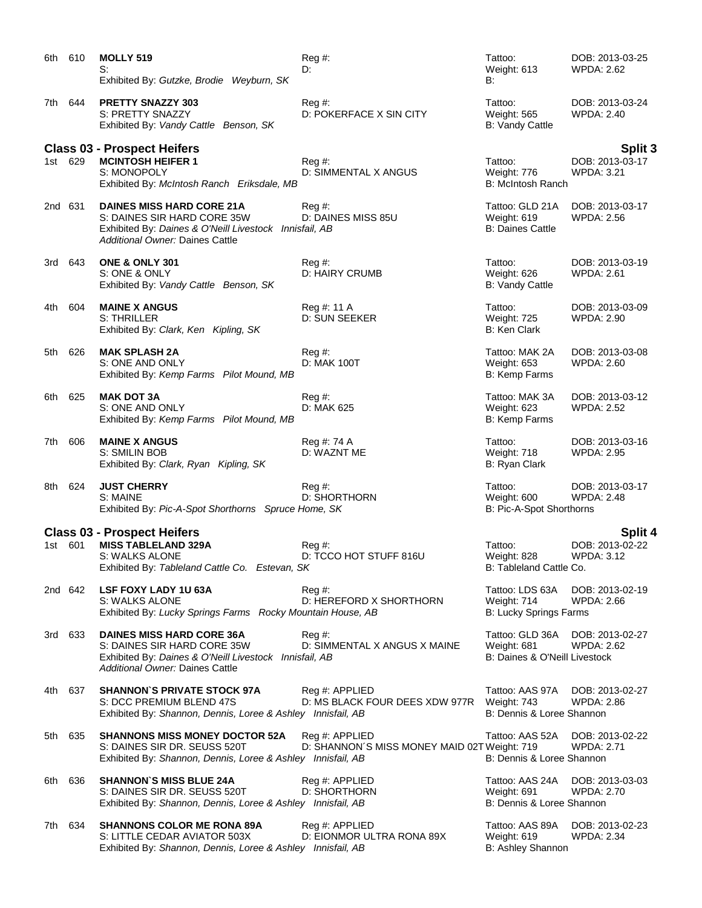6th 610 **MOLLY 519** Reg #: Tattoo: DOB: 2013-03-25
S: D: Weight: 613 WPDA: 2.62
Exhibited By: *Gutzke, Brodie Weyburn, SK* B:

7th 644 **PRETTY SNAZZY 303** Reg #: Tattoo: DOB: 2013-03-24
S: PRETTY SNAZZY D: POKERFACE X SIN CITY Weight: 565 WPDA: 2.40
Exhibited By: *Vandy Cattle Benson, SK* B: Vandy Cattle

## Class 03 - Prospect Heifers — Split 3

1st 629 **MCINTOSH HEIFER 1** Reg #: Tattoo: DOB: 2013-03-17
S: MONOPOLY D: SIMMENTAL X ANGUS Weight: 776 WPDA: 3.21
Exhibited By: *McIntosh Ranch Eriksdale, MB* B: McIntosh Ranch

2nd 631 **DAINES MISS HARD CORE 21A** Reg #: Tattoo: GLD 21A DOB: 2013-03-17
S: DAINES SIR HARD CORE 35W D: DAINES MISS 85U Weight: 619 WPDA: 2.56
Exhibited By: *Daines & O'Neill Livestock Innisfail, AB* B: Daines Cattle
*Additional Owner:* Daines Cattle

3rd 643 **ONE & ONLY 301** Reg #: Tattoo: DOB: 2013-03-19
S: ONE & ONLY D: HAIRY CRUMB Weight: 626 WPDA: 2.61
Exhibited By: *Vandy Cattle Benson, SK* B: Vandy Cattle

4th 604 **MAINE X ANGUS** Reg #: 11 A Tattoo: DOB: 2013-03-09
S: THRILLER D: SUN SEEKER Weight: 725 WPDA: 2.90
Exhibited By: *Clark, Ken Kipling, SK* B: Ken Clark

5th 626 **MAK SPLASH 2A** Reg #: Tattoo: MAK 2A DOB: 2013-03-08
S: ONE AND ONLY D: MAK 100T Weight: 653 WPDA: 2.60
Exhibited By: *Kemp Farms Pilot Mound, MB* B: Kemp Farms

6th 625 **MAK DOT 3A** Reg #: Tattoo: MAK 3A DOB: 2013-03-12
S: ONE AND ONLY D: MAK 625 Weight: 623 WPDA: 2.52
Exhibited By: *Kemp Farms Pilot Mound, MB* B: Kemp Farms

7th 606 **MAINE X ANGUS** Reg #: 74 A Tattoo: DOB: 2013-03-16
S: SMILIN BOB D: WAZNT ME Weight: 718 WPDA: 2.95
Exhibited By: *Clark, Ryan Kipling, SK* B: Ryan Clark

8th 624 **JUST CHERRY** Reg #: Tattoo: DOB: 2013-03-17
S: MAINE D: SHORTHORN Weight: 600 WPDA: 2.48
Exhibited By: *Pic-A-Spot Shorthorns Spruce Home, SK* B: Pic-A-Spot Shorthorns

## Class 03 - Prospect Heifers — Split 4

1st 601 **MISS TABLELAND 329A** Reg #: Tattoo: DOB: 2013-02-22
S: WALKS ALONE D: TCCO HOT STUFF 816U Weight: 828 WPDA: 3.12
Exhibited By: *Tableland Cattle Co. Estevan, SK* B: Tableland Cattle Co.

2nd 642 **LSF FOXY LADY 1U 63A** Reg #: Tattoo: LDS 63A DOB: 2013-02-19
S: WALKS ALONE D: HEREFORD X SHORTHORN Weight: 714 WPDA: 2.66
Exhibited By: *Lucky Springs Farms Rocky Mountain House, AB* B: Lucky Springs Farms

3rd 633 **DAINES MISS HARD CORE 36A** Reg #: Tattoo: GLD 36A DOB: 2013-02-27
S: DAINES SIR HARD CORE 35W D: SIMMENTAL X ANGUS X MAINE Weight: 681 WPDA: 2.62
Exhibited By: *Daines & O'Neill Livestock Innisfail, AB* B: Daines & O'Neill Livestock
*Additional Owner:* Daines Cattle

4th 637 **SHANNON`S PRIVATE STOCK 97A** Reg #: APPLIED Tattoo: AAS 97A DOB: 2013-02-27
S: DCC PREMIUM BLEND 47S D: MS BLACK FOUR DEES XDW 977R Weight: 743 WPDA: 2.86
Exhibited By: *Shannon, Dennis, Loree & Ashley Innisfail, AB* B: Dennis & Loree Shannon

5th 635 **SHANNONS MISS MONEY DOCTOR 52A** Reg #: APPLIED Tattoo: AAS 52A DOB: 2013-02-22
S: DAINES SIR DR. SEUSS 520T D: SHANNON´S MISS MONEY MAID 02T Weight: 719 WPDA: 2.71
Exhibited By: *Shannon, Dennis, Loree & Ashley Innisfail, AB* B: Dennis & Loree Shannon

6th 636 **SHANNON`S MISS BLUE 24A** Reg #: APPLIED Tattoo: AAS 24A DOB: 2013-03-03
S: DAINES SIR DR. SEUSS 520T D: SHORTHORN Weight: 691 WPDA: 2.70
Exhibited By: *Shannon, Dennis, Loree & Ashley Innisfail, AB* B: Dennis & Loree Shannon

7th 634 **SHANNONS COLOR ME RONA 89A** Reg #: APPLIED Tattoo: AAS 89A DOB: 2013-02-23
S: LITTLE CEDAR AVIATOR 503X D: EIONMOR ULTRA RONA 89X Weight: 619 WPDA: 2.34
Exhibited By: *Shannon, Dennis, Loree & Ashley Innisfail, AB* B: Ashley Shannon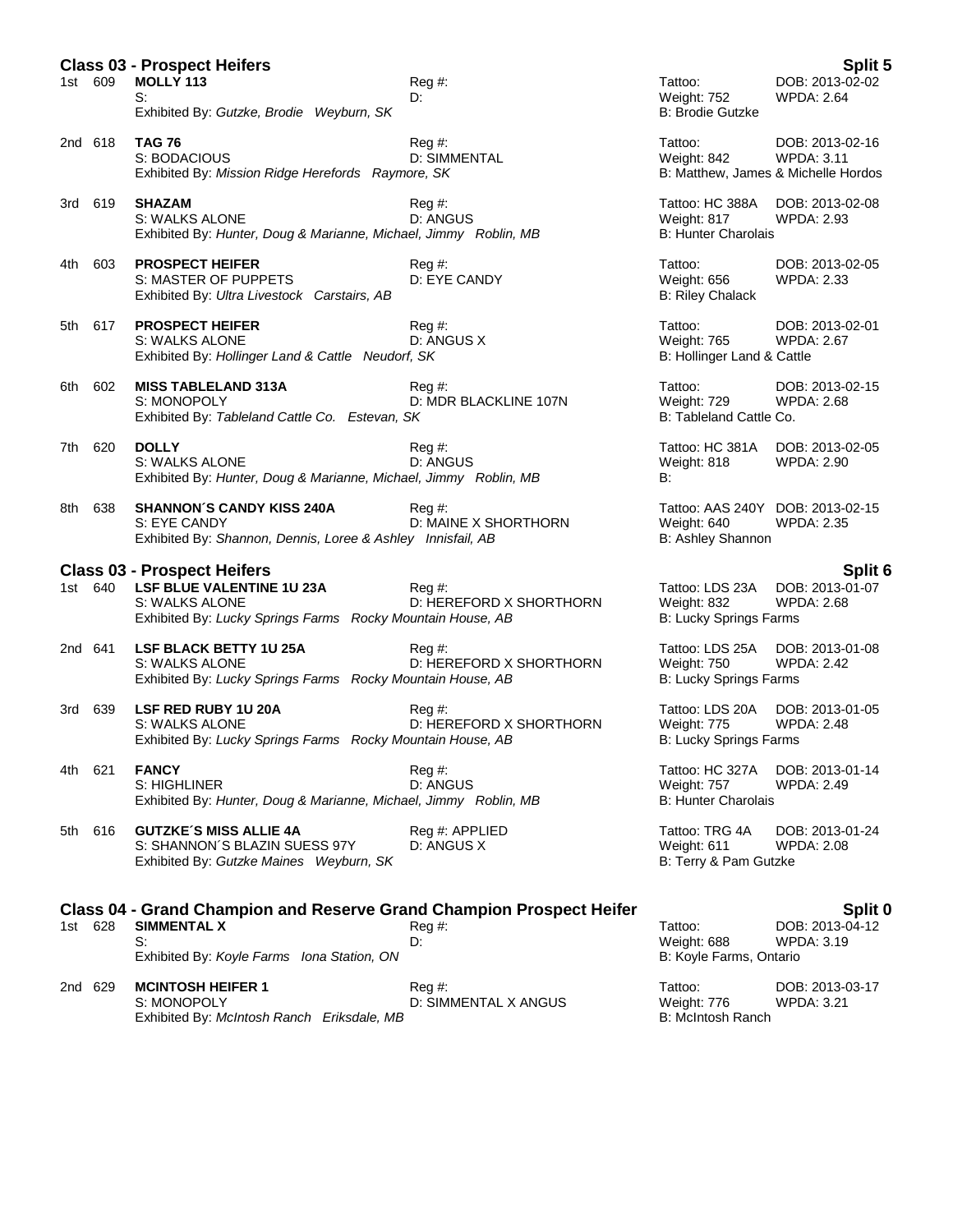### Class 03 - Prospect Heifers — Split 5

1st 609 **MOLLY 113** Reg #: Tattoo: DOB: 2013-02-02
S: D: Weight: 752 WPDA: 2.64
Exhibited By: *Gutzke, Brodie Weyburn, SK* B: Brodie Gutzke

2nd 618 **TAG 76** Reg #: Tattoo: DOB: 2013-02-16
S: BODACIOUS D: SIMMENTAL Weight: 842 WPDA: 3.11
Exhibited By: *Mission Ridge Herefords Raymore, SK* B: Matthew, James & Michelle Hordos

3rd 619 **SHAZAM** Reg #: Tattoo: HC 388A DOB: 2013-02-08
S: WALKS ALONE D: ANGUS Weight: 817 WPDA: 2.93
Exhibited By: *Hunter, Doug & Marianne, Michael, Jimmy Roblin, MB* B: Hunter Charolais

4th 603 **PROSPECT HEIFER** Reg #: Tattoo: DOB: 2013-02-05
S: MASTER OF PUPPETS D: EYE CANDY Weight: 656 WPDA: 2.33
Exhibited By: *Ultra Livestock Carstairs, AB* B: Riley Chalack

5th 617 **PROSPECT HEIFER** Reg #: Tattoo: DOB: 2013-02-01
S: WALKS ALONE D: ANGUS X Weight: 765 WPDA: 2.67
Exhibited By: *Hollinger Land & Cattle Neudorf, SK* B: Hollinger Land & Cattle

6th 602 **MISS TABLELAND 313A** Reg #: Tattoo: DOB: 2013-02-15
S: MONOPOLY D: MDR BLACKLINE 107N Weight: 729 WPDA: 2.68
Exhibited By: *Tableland Cattle Co. Estevan, SK* B: Tableland Cattle Co.

7th 620 **DOLLY** Reg #: Tattoo: HC 381A DOB: 2013-02-05
S: WALKS ALONE D: ANGUS Weight: 818 WPDA: 2.90
Exhibited By: *Hunter, Doug & Marianne, Michael, Jimmy Roblin, MB* B:

8th 638 **SHANNON´S CANDY KISS 240A** Reg #: Tattoo: AAS 240Y DOB: 2013-02-15
S: EYE CANDY D: MAINE X SHORTHORN Weight: 640 WPDA: 2.35
Exhibited By: *Shannon, Dennis, Loree & Ashley Innisfail, AB* B: Ashley Shannon

### Class 03 - Prospect Heifers — Split 6

1st 640 **LSF BLUE VALENTINE 1U 23A** Reg #: Tattoo: LDS 23A DOB: 2013-01-07
S: WALKS ALONE D: HEREFORD X SHORTHORN Weight: 832 WPDA: 2.68
Exhibited By: *Lucky Springs Farms Rocky Mountain House, AB* B: Lucky Springs Farms

2nd 641 **LSF BLACK BETTY 1U 25A** Reg #: Tattoo: LDS 25A DOB: 2013-01-08
S: WALKS ALONE D: HEREFORD X SHORTHORN Weight: 750 WPDA: 2.42
Exhibited By: *Lucky Springs Farms Rocky Mountain House, AB* B: Lucky Springs Farms

3rd 639 **LSF RED RUBY 1U 20A** Reg #: Tattoo: LDS 20A DOB: 2013-01-05
S: WALKS ALONE D: HEREFORD X SHORTHORN Weight: 775 WPDA: 2.48
Exhibited By: *Lucky Springs Farms Rocky Mountain House, AB* B: Lucky Springs Farms

4th 621 **FANCY** Reg #: Tattoo: HC 327A DOB: 2013-01-14
S: HIGHLINER D: ANGUS Weight: 757 WPDA: 2.49
Exhibited By: *Hunter, Doug & Marianne, Michael, Jimmy Roblin, MB* B: Hunter Charolais

5th 616 **GUTZKE´S MISS ALLIE 4A** Reg #: APPLIED Tattoo: TRG 4A DOB: 2013-01-24
S: SHANNON´S BLAZIN SUESS 97Y D: ANGUS X Weight: 611 WPDA: 2.08
Exhibited By: *Gutzke Maines Weyburn, SK* B: Terry & Pam Gutzke

### Class 04 - Grand Champion and Reserve Grand Champion Prospect Heifer — Split 0

1st 628 **SIMMENTAL X** Reg #: Tattoo: DOB: 2013-04-12
S: D: Weight: 688 WPDA: 3.19
Exhibited By: *Koyle Farms Iona Station, ON* B: Koyle Farms, Ontario

2nd 629 **MCINTOSH HEIFER 1** Reg #: Tattoo: DOB: 2013-03-17
S: MONOPOLY D: SIMMENTAL X ANGUS Weight: 776 WPDA: 3.21
Exhibited By: *McIntosh Ranch Eriksdale, MB* B: McIntosh Ranch